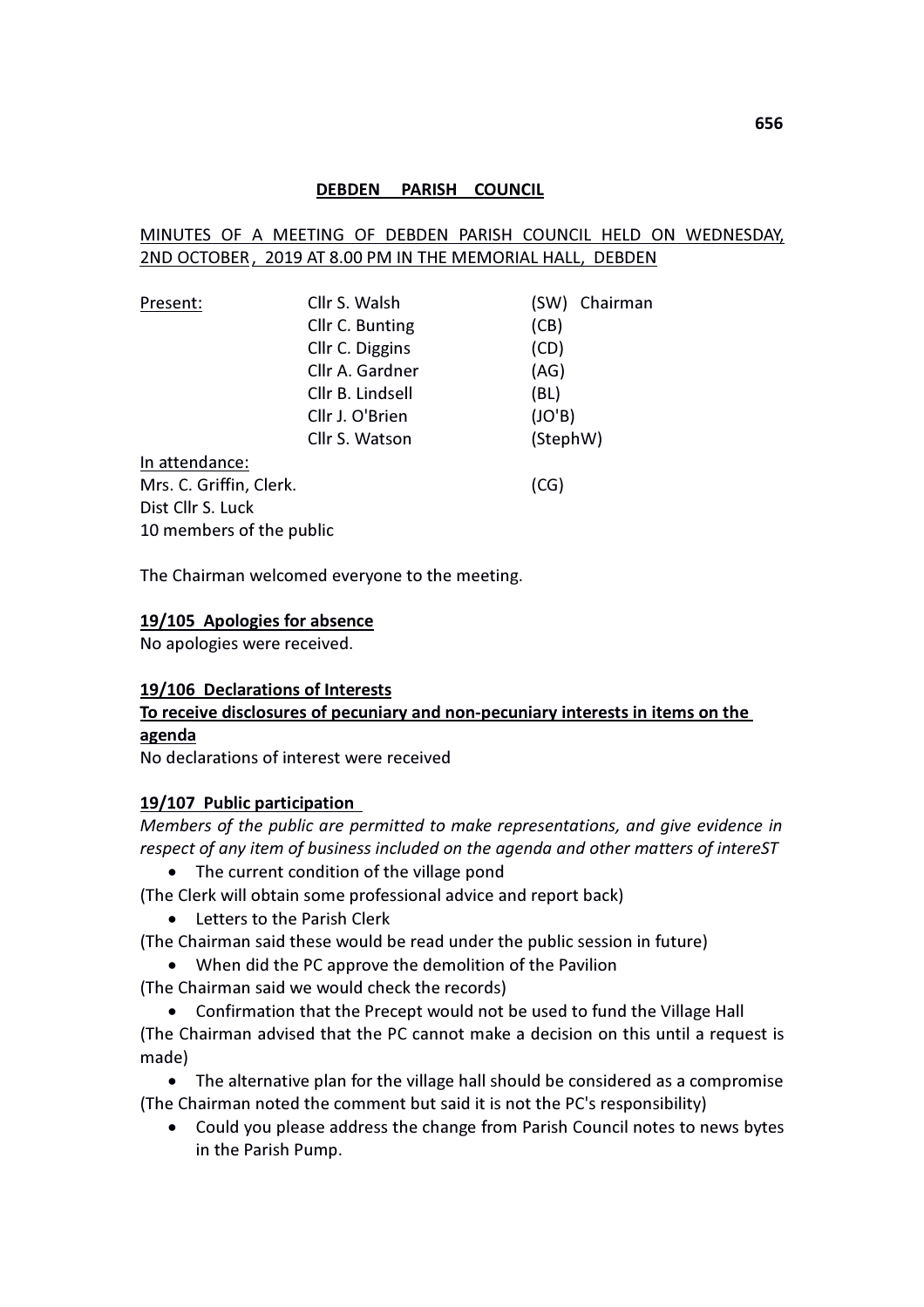# DEBDEN PARISH COUNCIL

MINUTES OF A MEETING OF DEBDEN PARISH COUNCIL HELD ON WEDNESDAY, 2ND OCTOBER, 2019 AT 8.00 PM IN THE MEMORIAL HALL, DEBDEN

| Present: | | |
|---|---|---|
| | Cllr S. Walsh | (SW) Chairman |
| | Cllr C. Bunting | (CB) |
| | Cllr C. Diggins | (CD) |
| | Cllr A. Gardner | (AG) |
| | Cllr B. Lindsell | (BL) |
| | Cllr J. O'Brien | (JO'B) |
| | Cllr S. Watson | (StephW) |

In attendance:
Mrs. C. Griffin, Clerk. (CG)
Dist Cllr S. Luck
10 members of the public

The Chairman welcomed everyone to the meeting.

**19/105 Apologies for absence**
No apologies were received.

**19/106 Declarations of Interests**
**To receive disclosures of pecuniary and non-pecuniary interests in items on the agenda**
No declarations of interest were received

**19/107 Public participation**
*Members of the public are permitted to make representations, and give evidence in respect of any item of business included on the agenda and other matters of intereST*

- The current condition of the village pond

(The Clerk will obtain some professional advice and report back)

- Letters to the Parish Clerk

(The Chairman said these would be read under the public session in future)

- When did the PC approve the demolition of the Pavilion

(The Chairman said we would check the records)

- Confirmation that the Precept would not be used to fund the Village Hall

(The Chairman advised that the PC cannot make a decision on this until a request is made)

- The alternative plan for the village hall should be considered as a compromise

(The Chairman noted the comment but said it is not the PC's responsibility)

- Could you please address the change from Parish Council notes to news bytes in the Parish Pump.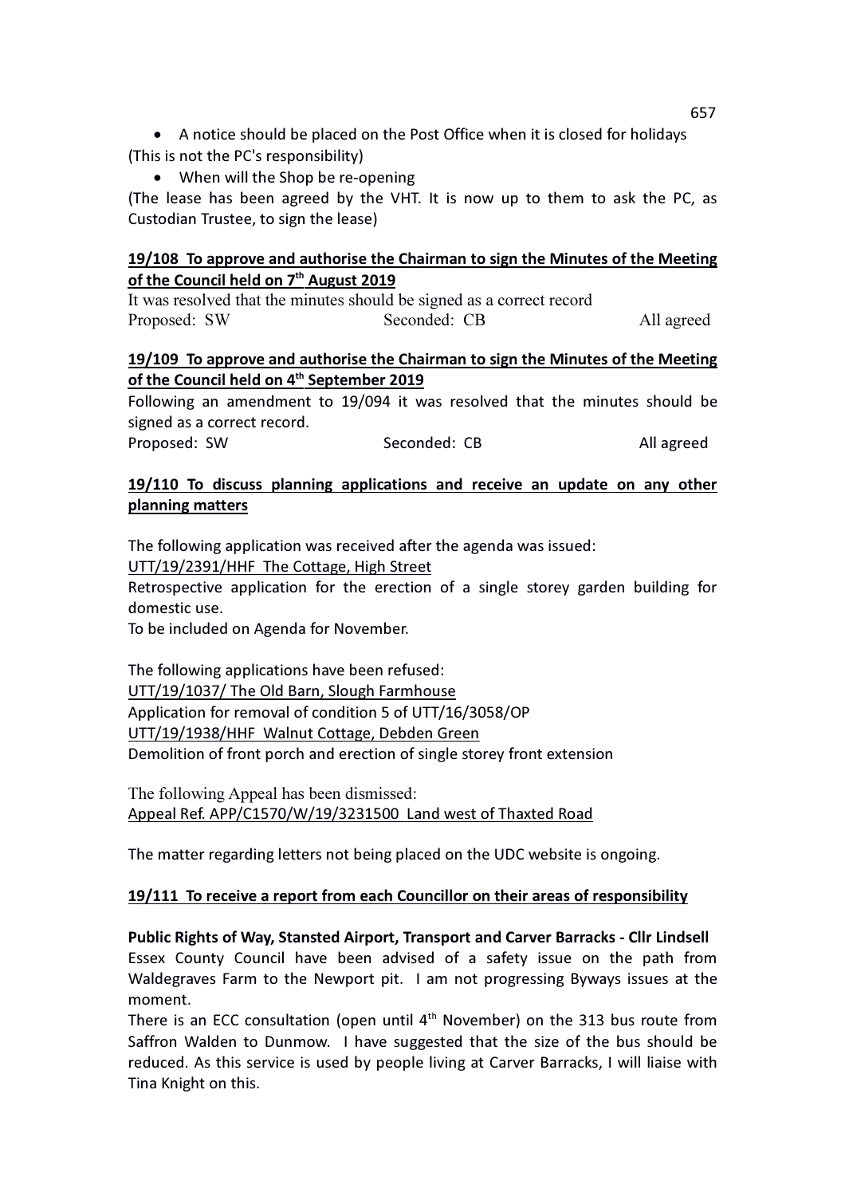- A notice should be placed on the Post Office when it is closed for holidays

(This is not the PC's responsibility)

- When will the Shop be re-opening

(The lease has been agreed by the VHT. It is now up to them to ask the PC, as Custodian Trustee, to sign the lease)

**19/108 To approve and authorise the Chairman to sign the Minutes of the Meeting of the Council held on 7th August 2019**

It was resolved that the minutes should be signed as a correct record

Proposed: SW Seconded: CB All agreed

**19/109 To approve and authorise the Chairman to sign the Minutes of the Meeting of the Council held on 4th September 2019**

Following an amendment to 19/094 it was resolved that the minutes should be signed as a correct record.

Proposed: SW Seconded: CB All agreed

**19/110 To discuss planning applications and receive an update on any other planning matters**

The following application was received after the agenda was issued:

UTT/19/2391/HHF The Cottage, High Street

Retrospective application for the erection of a single storey garden building for domestic use.

To be included on Agenda for November.

The following applications have been refused:

UTT/19/1037/ The Old Barn, Slough Farmhouse

Application for removal of condition 5 of UTT/16/3058/OP

UTT/19/1938/HHF Walnut Cottage, Debden Green

Demolition of front porch and erection of single storey front extension

The following Appeal has been dismissed:

Appeal Ref. APP/C1570/W/19/3231500 Land west of Thaxted Road

The matter regarding letters not being placed on the UDC website is ongoing.

**19/111 To receive a report from each Councillor on their areas of responsibility**

**Public Rights of Way, Stansted Airport, Transport and Carver Barracks - Cllr Lindsell**

Essex County Council have been advised of a safety issue on the path from Waldegraves Farm to the Newport pit. I am not progressing Byways issues at the moment.

There is an ECC consultation (open until 4th November) on the 313 bus route from Saffron Walden to Dunmow. I have suggested that the size of the bus should be reduced. As this service is used by people living at Carver Barracks, I will liaise with Tina Knight on this.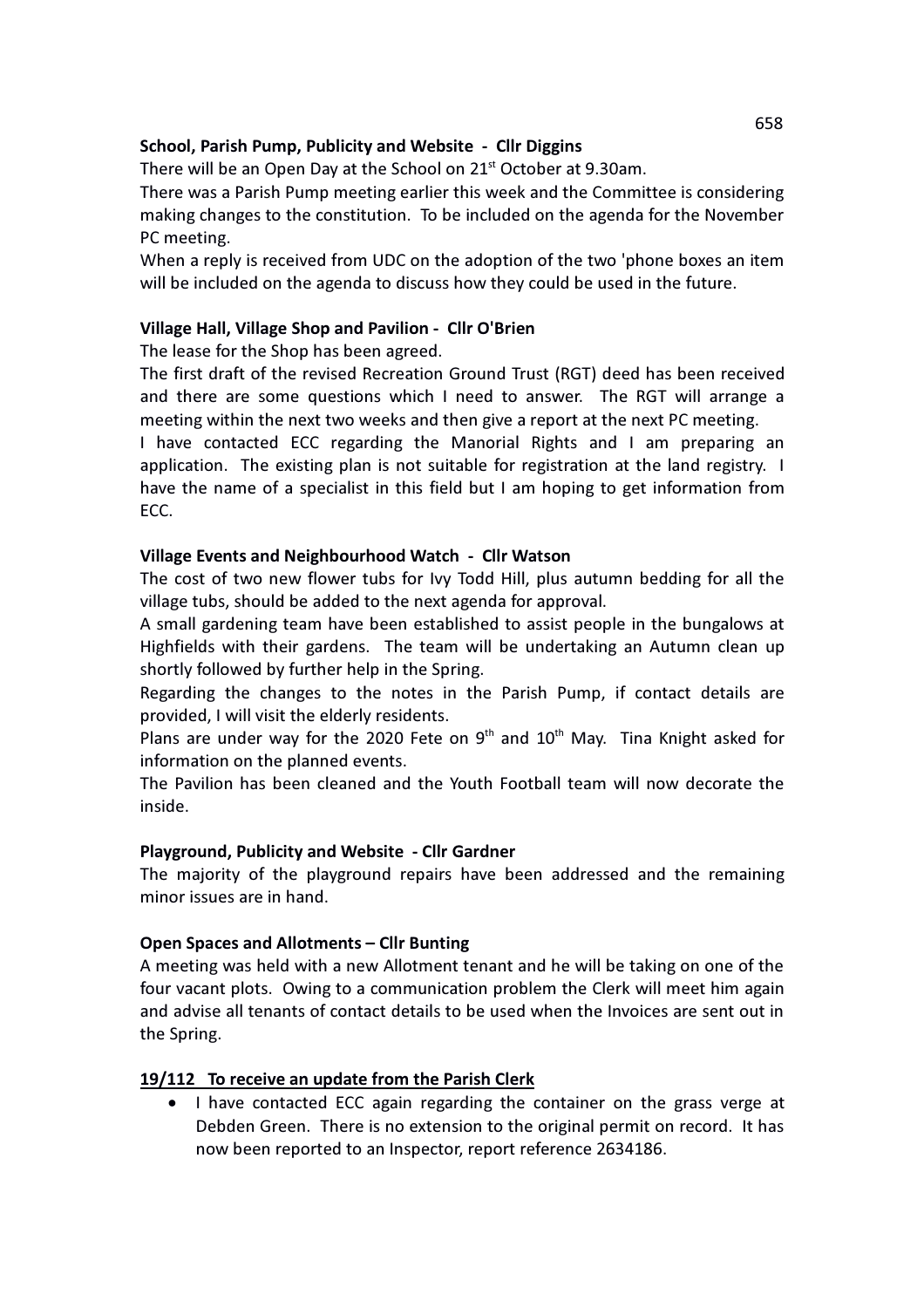**School, Parish Pump, Publicity and Website - Cllr Diggins**

There will be an Open Day at the School on 21st October at 9.30am.

There was a Parish Pump meeting earlier this week and the Committee is considering making changes to the constitution. To be included on the agenda for the November PC meeting.

When a reply is received from UDC on the adoption of the two 'phone boxes an item will be included on the agenda to discuss how they could be used in the future.

**Village Hall, Village Shop and Pavilion - Cllr O'Brien**

The lease for the Shop has been agreed.

The first draft of the revised Recreation Ground Trust (RGT) deed has been received and there are some questions which I need to answer. The RGT will arrange a meeting within the next two weeks and then give a report at the next PC meeting.

I have contacted ECC regarding the Manorial Rights and I am preparing an application. The existing plan is not suitable for registration at the land registry. I have the name of a specialist in this field but I am hoping to get information from ECC.

**Village Events and Neighbourhood Watch - Cllr Watson**

The cost of two new flower tubs for Ivy Todd Hill, plus autumn bedding for all the village tubs, should be added to the next agenda for approval.

A small gardening team have been established to assist people in the bungalows at Highfields with their gardens. The team will be undertaking an Autumn clean up shortly followed by further help in the Spring.

Regarding the changes to the notes in the Parish Pump, if contact details are provided, I will visit the elderly residents.

Plans are under way for the 2020 Fete on 9th and 10th May. Tina Knight asked for information on the planned events.

The Pavilion has been cleaned and the Youth Football team will now decorate the inside.

**Playground, Publicity and Website - Cllr Gardner**

The majority of the playground repairs have been addressed and the remaining minor issues are in hand.

**Open Spaces and Allotments – Cllr Bunting**

A meeting was held with a new Allotment tenant and he will be taking on one of the four vacant plots. Owing to a communication problem the Clerk will meet him again and advise all tenants of contact details to be used when the Invoices are sent out in the Spring.

**19/112 To receive an update from the Parish Clerk**

- I have contacted ECC again regarding the container on the grass verge at Debden Green. There is no extension to the original permit on record. It has now been reported to an Inspector, report reference 2634186.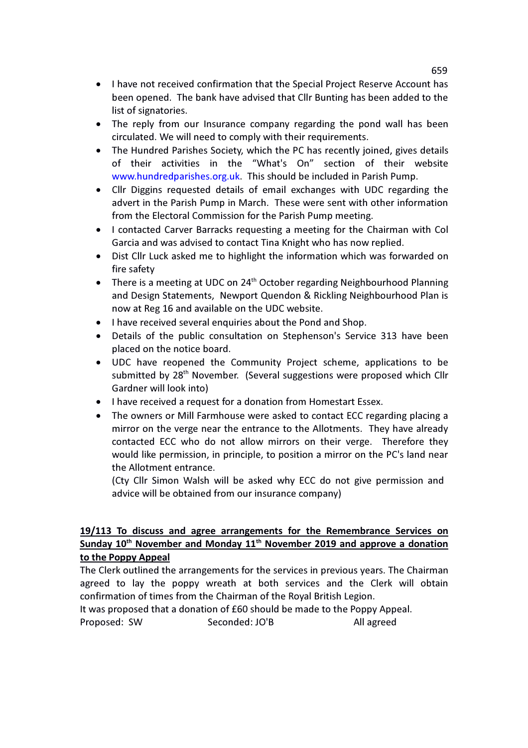- I have not received confirmation that the Special Project Reserve Account has been opened. The bank have advised that Cllr Bunting has been added to the list of signatories.
- The reply from our Insurance company regarding the pond wall has been circulated. We will need to comply with their requirements.
- The Hundred Parishes Society, which the PC has recently joined, gives details of their activities in the "What's On" section of their website www.hundredparishes.org.uk. This should be included in Parish Pump.
- Cllr Diggins requested details of email exchanges with UDC regarding the advert in the Parish Pump in March. These were sent with other information from the Electoral Commission for the Parish Pump meeting.
- I contacted Carver Barracks requesting a meeting for the Chairman with Col Garcia and was advised to contact Tina Knight who has now replied.
- Dist Cllr Luck asked me to highlight the information which was forwarded on fire safety
- There is a meeting at UDC on 24th October regarding Neighbourhood Planning and Design Statements, Newport Quendon & Rickling Neighbourhood Plan is now at Reg 16 and available on the UDC website.
- I have received several enquiries about the Pond and Shop.
- Details of the public consultation on Stephenson's Service 313 have been placed on the notice board.
- UDC have reopened the Community Project scheme, applications to be submitted by 28th November. (Several suggestions were proposed which Cllr Gardner will look into)
- I have received a request for a donation from Homestart Essex.
- The owners or Mill Farmhouse were asked to contact ECC regarding placing a mirror on the verge near the entrance to the Allotments. They have already contacted ECC who do not allow mirrors on their verge. Therefore they would like permission, in principle, to position a mirror on the PC's land near the Allotment entrance.

  (Cty Cllr Simon Walsh will be asked why ECC do not give permission and advice will be obtained from our insurance company)

**19/113 To discuss and agree arrangements for the Remembrance Services on Sunday 10th November and Monday 11th November 2019 and approve a donation to the Poppy Appeal**

The Clerk outlined the arrangements for the services in previous years. The Chairman agreed to lay the poppy wreath at both services and the Clerk will obtain confirmation of times from the Chairman of the Royal British Legion.

It was proposed that a donation of £60 should be made to the Poppy Appeal.

Proposed: SW Seconded: JO'B All agreed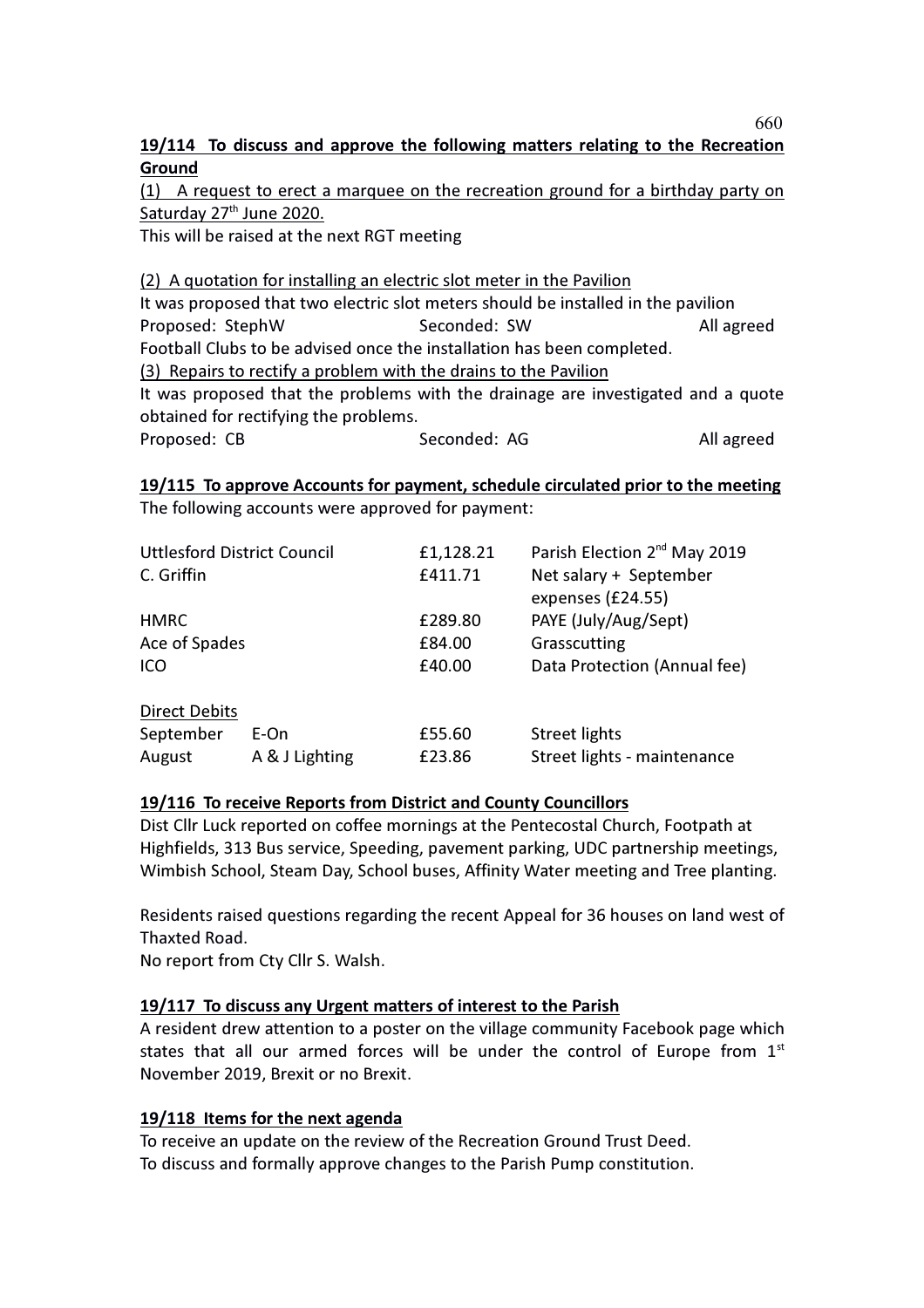**19/114 To discuss and approve the following matters relating to the Recreation Ground**

(1) A request to erect a marquee on the recreation ground for a birthday party on Saturday 27th June 2020.

This will be raised at the next RGT meeting

(2) A quotation for installing an electric slot meter in the Pavilion

It was proposed that two electric slot meters should be installed in the pavilion

Proposed: StephW	Seconded: SW	All agreed

Football Clubs to be advised once the installation has been completed.

(3) Repairs to rectify a problem with the drains to the Pavilion

It was proposed that the problems with the drainage are investigated and a quote obtained for rectifying the problems.

Proposed: CB	Seconded: AG	All agreed

**19/115 To approve Accounts for payment, schedule circulated prior to the meeting**

The following accounts were approved for payment:

| | | | |
|---|---|---|---|
| Uttlesford District Council | | £1,128.21 | Parish Election 2nd May 2019 |
| C. Griffin | | £411.71 | Net salary + September expenses (£24.55) |
| HMRC | | £289.80 | PAYE (July/Aug/Sept) |
| Ace of Spades | | £84.00 | Grasscutting |
| ICO | | £40.00 | Data Protection (Annual fee) |
| Direct Debits | | | |
| September | E-On | £55.60 | Street lights |
| August | A & J Lighting | £23.86 | Street lights - maintenance |

**19/116 To receive Reports from District and County Councillors**

Dist Cllr Luck reported on coffee mornings at the Pentecostal Church, Footpath at Highfields, 313 Bus service, Speeding, pavement parking, UDC partnership meetings, Wimbish School, Steam Day, School buses, Affinity Water meeting and Tree planting.

Residents raised questions regarding the recent Appeal for 36 houses on land west of Thaxted Road.

No report from Cty Cllr S. Walsh.

**19/117 To discuss any Urgent matters of interest to the Parish**

A resident drew attention to a poster on the village community Facebook page which states that all our armed forces will be under the control of Europe from 1st November 2019, Brexit or no Brexit.

**19/118 Items for the next agenda**

To receive an update on the review of the Recreation Ground Trust Deed.

To discuss and formally approve changes to the Parish Pump constitution.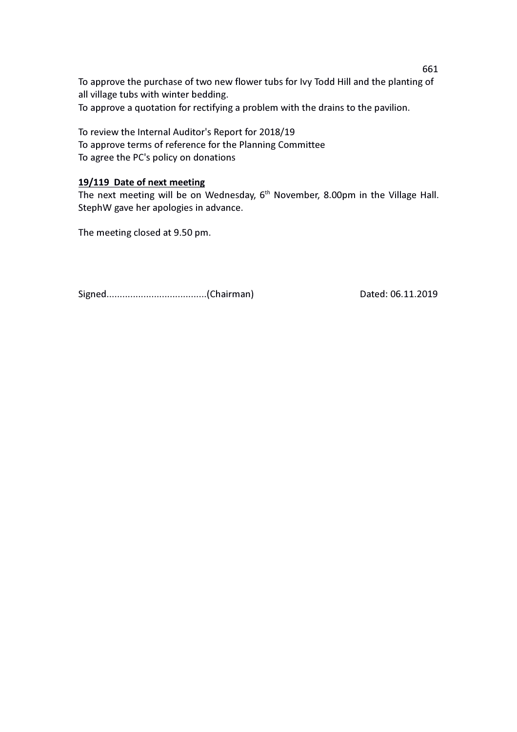To approve the purchase of two new flower tubs for Ivy Todd Hill and the planting of all village tubs with winter bedding.
To approve a quotation for rectifying a problem with the drains to the pavilion.

To review the Internal Auditor's Report for 2018/19
To approve terms of reference for the Planning Committee
To agree the PC's policy on donations

**19/119 Date of next meeting**

The next meeting will be on Wednesday, 6th November, 8.00pm in the Village Hall. StephW gave her apologies in advance.

The meeting closed at 9.50 pm.

Signed......................................(Chairman) Dated: 06.11.2019